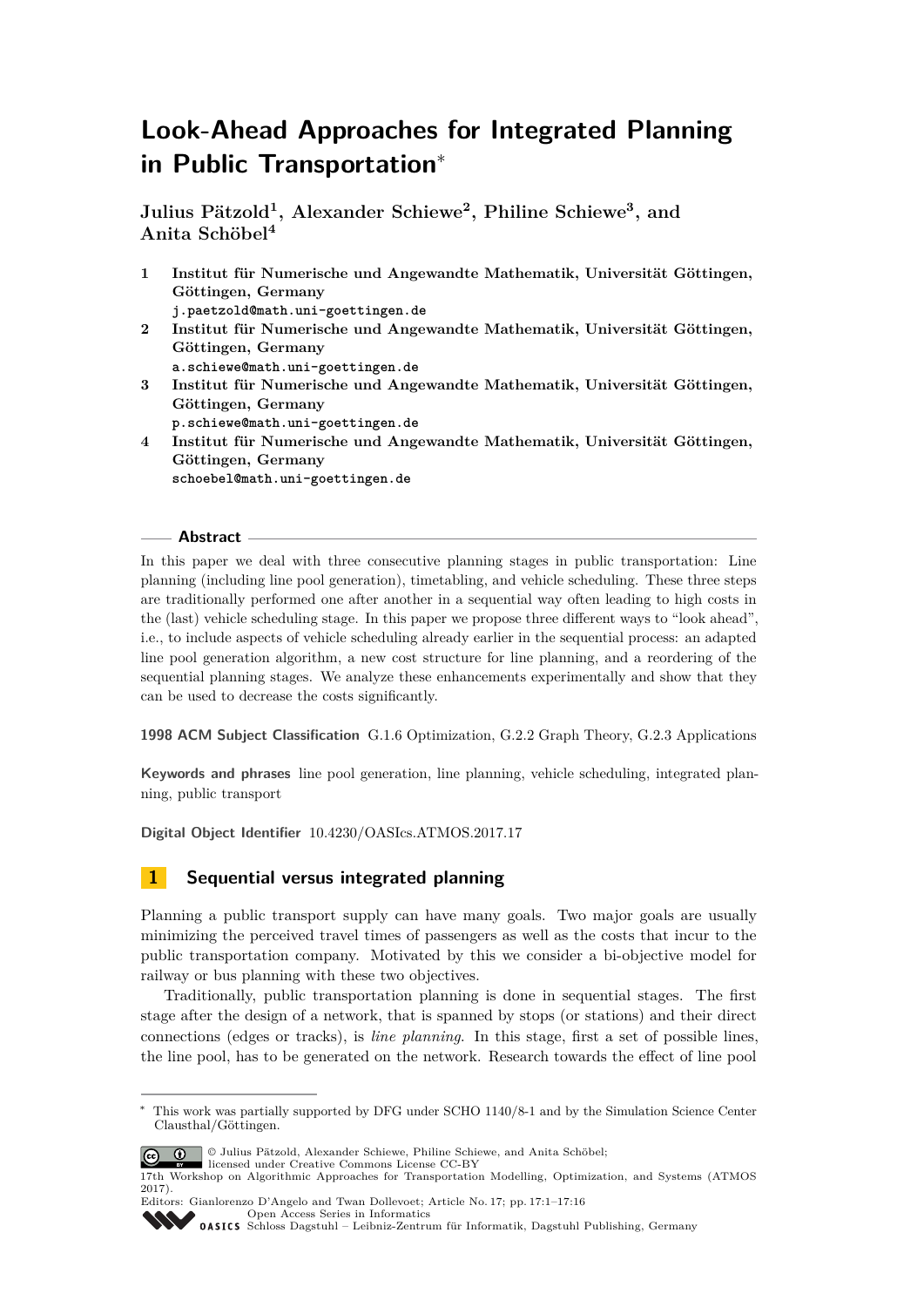# Look-Ahead Approaches for Integrated Planning in Public Transportation*

**Julius Pätzold[1], Alexander Schiewe[2], Philine Schiewe[3], and Anita Schöbel[4]**

1 **Institut für Numerische und Angewandte Mathematik, Universität Göttingen, Göttingen, Germany**
j.paetzold@math.uni-goettingen.de

2 **Institut für Numerische und Angewandte Mathematik, Universität Göttingen, Göttingen, Germany**
a.schiewe@math.uni-goettingen.de

3 **Institut für Numerische und Angewandte Mathematik, Universität Göttingen, Göttingen, Germany**
p.schiewe@math.uni-goettingen.de

4 **Institut für Numerische und Angewandte Mathematik, Universität Göttingen, Göttingen, Germany**
schoebel@math.uni-goettingen.de

## Abstract

In this paper we deal with three consecutive planning stages in public transportation: Line planning (including line pool generation), timetabling, and vehicle scheduling. These three steps are traditionally performed one after another in a sequential way often leading to high costs in the (last) vehicle scheduling stage. In this paper we propose three different ways to "look ahead", i.e., to include aspects of vehicle scheduling already earlier in the sequential process: an adapted line pool generation algorithm, a new cost structure for line planning, and a reordering of the sequential planning stages. We analyze these enhancements experimentally and show that they can be used to decrease the costs significantly.

**1998 ACM Subject Classification** G.1.6 Optimization, G.2.2 Graph Theory, G.2.3 Applications

**Keywords and phrases** line pool generation, line planning, vehicle scheduling, integrated planning, public transport

**Digital Object Identifier** 10.4230/OASIcs.ATMOS.2017.17

## 1 Sequential versus integrated planning

Planning a public transport supply can have many goals. Two major goals are usually minimizing the perceived travel times of passengers as well as the costs that incur to the public transportation company. Motivated by this we consider a bi-objective model for railway or bus planning with these two objectives.

Traditionally, public transportation planning is done in sequential stages. The first stage after the design of a network, that is spanned by stops (or stations) and their direct connections (edges or tracks), is *line planning*. In this stage, first a set of possible lines, the line pool, has to be generated on the network. Research towards the effect of line pool

---

* This work was partially supported by DFG under SCHO 1140/8-1 and by the Simulation Science Center Clausthal/Göttingen.

© Julius Pätzold, Alexander Schiewe, Philine Schiewe, and Anita Schöbel; licensed under Creative Commons License CC-BY
17th Workshop on Algorithmic Approaches for Transportation Modelling, Optimization, and Systems (ATMOS 2017).
Editors: Gianlorenzo D'Angelo and Twan Dollevoet; Article No. 17; pp. 17:1–17:16
Open Access Series in Informatics
Schloss Dagstuhl – Leibniz-Zentrum für Informatik, Dagstuhl Publishing, Germany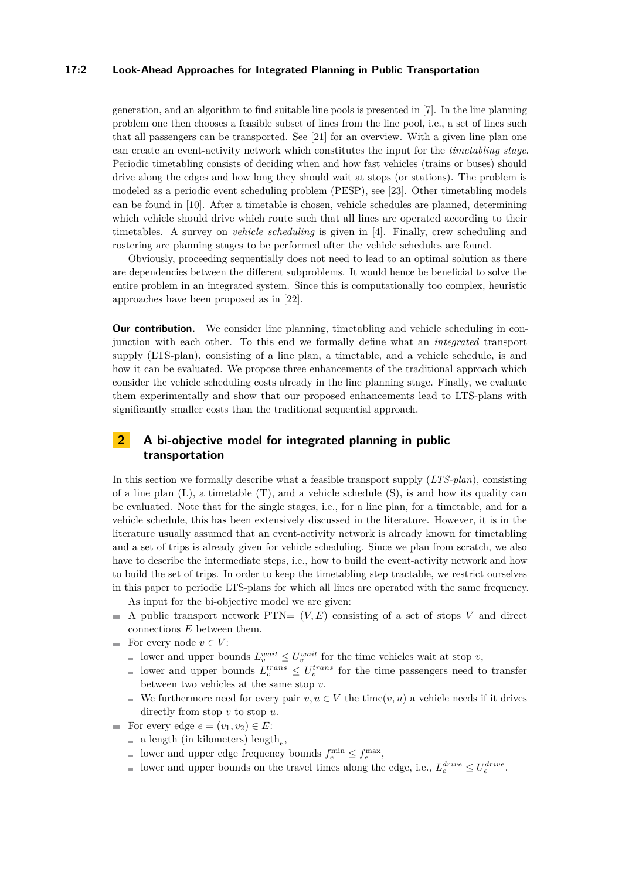generation, and an algorithm to find suitable line pools is presented in [7]. In the line planning problem one then chooses a feasible subset of lines from the line pool, i.e., a set of lines such that all passengers can be transported. See [21] for an overview. With a given line plan one can create an event-activity network which constitutes the input for the *timetabling stage*. Periodic timetabling consists of deciding when and how fast vehicles (trains or buses) should drive along the edges and how long they should wait at stops (or stations). The problem is modeled as a periodic event scheduling problem (PESP), see [23]. Other timetabling models can be found in [10]. After a timetable is chosen, vehicle schedules are planned, determining which vehicle should drive which route such that all lines are operated according to their timetables. A survey on *vehicle scheduling* is given in [4]. Finally, crew scheduling and rostering are planning stages to be performed after the vehicle schedules are found.

Obviously, proceeding sequentially does not need to lead to an optimal solution as there are dependencies between the different subproblems. It would hence be beneficial to solve the entire problem in an integrated system. Since this is computationally too complex, heuristic approaches have been proposed as in [22].

**Our contribution.** We consider line planning, timetabling and vehicle scheduling in conjunction with each other. To this end we formally define what an *integrated* transport supply (LTS-plan), consisting of a line plan, a timetable, and a vehicle schedule, is and how it can be evaluated. We propose three enhancements of the traditional approach which consider the vehicle scheduling costs already in the line planning stage. Finally, we evaluate them experimentally and show that our proposed enhancements lead to LTS-plans with significantly smaller costs than the traditional sequential approach.

## 2 A bi-objective model for integrated planning in public transportation

In this section we formally describe what a feasible transport supply (*LTS-plan*), consisting of a line plan (L), a timetable (T), and a vehicle schedule (S), is and how its quality can be evaluated. Note that for the single stages, i.e., for a line plan, for a timetable, and for a vehicle schedule, this has been extensively discussed in the literature. However, it is in the literature usually assumed that an event-activity network is already known for timetabling and a set of trips is already given for vehicle scheduling. Since we plan from scratch, we also have to describe the intermediate steps, i.e., how to build the event-activity network and how to build the set of trips. In order to keep the timetabling step tractable, we restrict ourselves in this paper to periodic LTS-plans for which all lines are operated with the same frequency.

As input for the bi-objective model we are given:

- A public transport network PTN= $(V, E)$ consisting of a set of stops $V$ and direct connections $E$ between them.
- For every node $v \in V$:
  - lower and upper bounds $L_v^{wait} \leq U_v^{wait}$ for the time vehicles wait at stop $v$,
  - lower and upper bounds $L_v^{trans} \leq U_v^{trans}$ for the time passengers need to transfer between two vehicles at the same stop $v$.
  - We furthermore need for every pair $v, u \in V$ the time$(v, u)$ a vehicle needs if it drives directly from stop $v$ to stop $u$.
- For every edge $e = (v_1, v_2) \in E$:
  - a length (in kilometers) $\text{length}_e$,
  - lower and upper edge frequency bounds $f_e^{\min} \leq f_e^{\max}$,
  - lower and upper bounds on the travel times along the edge, i.e., $L_e^{drive} \leq U_e^{drive}$.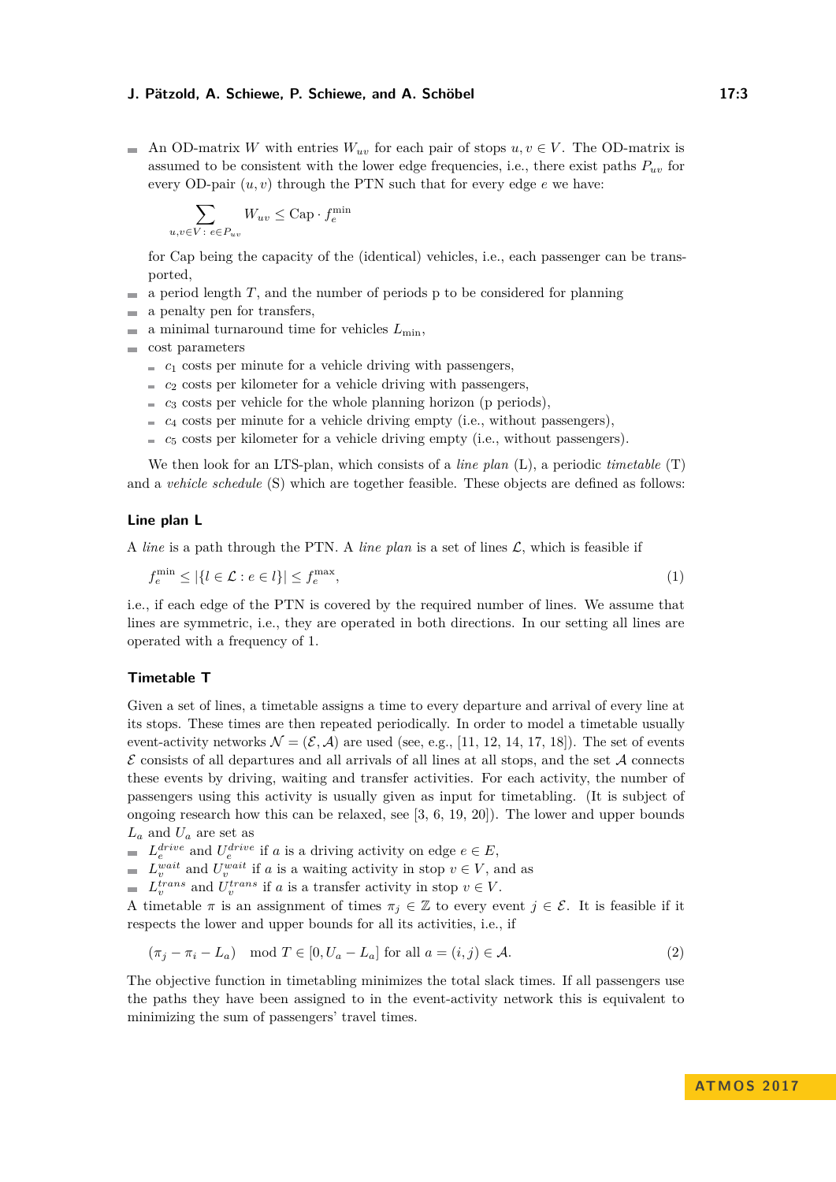- An OD-matrix $W$ with entries $W_{uv}$ for each pair of stops $u, v \in V$. The OD-matrix is assumed to be consistent with the lower edge frequencies, i.e., there exist paths $P_{uv}$ for every OD-pair $(u, v)$ through the PTN such that for every edge $e$ we have:

$$\sum_{u,v \in V:\, e \in P_{uv}} W_{uv} \leq \text{Cap} \cdot f_e^{\min}$$

  for Cap being the capacity of the (identical) vehicles, i.e., each passenger can be transported,
- a period length $T$, and the number of periods p to be considered for planning
- a penalty pen for transfers,
- a minimal turnaround time for vehicles $L_{\min}$,
- cost parameters
  - $c_1$ costs per minute for a vehicle driving with passengers,
  - $c_2$ costs per kilometer for a vehicle driving with passengers,
  - $c_3$ costs per vehicle for the whole planning horizon (p periods),
  - $c_4$ costs per minute for a vehicle driving empty (i.e., without passengers),
  - $c_5$ costs per kilometer for a vehicle driving empty (i.e., without passengers).

We then look for an LTS-plan, which consists of a *line plan* (L), a periodic *timetable* (T) and a *vehicle schedule* (S) which are together feasible. These objects are defined as follows:

### Line plan L

A *line* is a path through the PTN. A *line plan* is a set of lines $\mathcal{L}$, which is feasible if

$$f_e^{\min} \leq |\{l \in \mathcal{L} : e \in l\}| \leq f_e^{\max}, \tag{1}$$

i.e., if each edge of the PTN is covered by the required number of lines. We assume that lines are symmetric, i.e., they are operated in both directions. In our setting all lines are operated with a frequency of 1.

### Timetable T

Given a set of lines, a timetable assigns a time to every departure and arrival of every line at its stops. These times are then repeated periodically. In order to model a timetable usually event-activity networks $\mathcal{N} = (\mathcal{E}, \mathcal{A})$ are used (see, e.g., [11, 12, 14, 17, 18]). The set of events $\mathcal{E}$ consists of all departures and all arrivals of all lines at all stops, and the set $\mathcal{A}$ connects these events by driving, waiting and transfer activities. For each activity, the number of passengers using this activity is usually given as input for timetabling. (It is subject of ongoing research how this can be relaxed, see [3, 6, 19, 20]). The lower and upper bounds $L_a$ and $U_a$ are set as

- $L_e^{drive}$ and $U_e^{drive}$ if $a$ is a driving activity on edge $e \in E$,
- $L_v^{wait}$ and $U_v^{wait}$ if $a$ is a waiting activity in stop $v \in V$, and as
- $L_v^{trans}$ and $U_v^{trans}$ if $a$ is a transfer activity in stop $v \in V$.

A timetable $\pi$ is an assignment of times $\pi_j \in \mathbb{Z}$ to every event $j \in \mathcal{E}$. It is feasible if it respects the lower and upper bounds for all its activities, i.e., if

$$(\pi_j - \pi_i - L_a) \mod T \in [0, U_a - L_a] \text{ for all } a = (i, j) \in \mathcal{A}. \tag{2}$$

The objective function in timetabling minimizes the total slack times. If all passengers use the paths they have been assigned to in the event-activity network this is equivalent to minimizing the sum of passengers' travel times.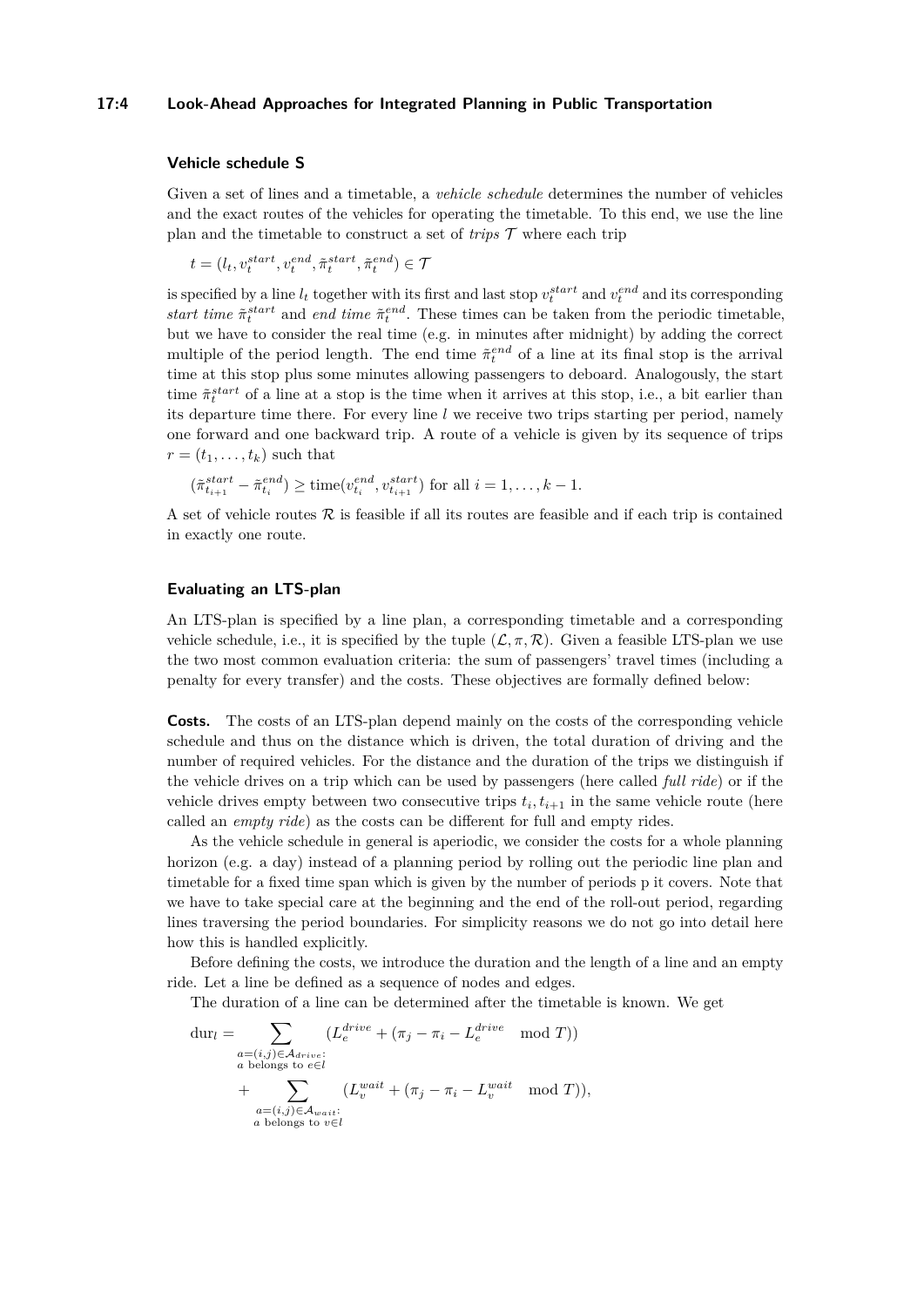### Vehicle schedule S

Given a set of lines and a timetable, a *vehicle schedule* determines the number of vehicles and the exact routes of the vehicles for operating the timetable. To this end, we use the line plan and the timetable to construct a set of *trips* $\mathcal{T}$ where each trip

$$t = (l_t, v_t^{start}, v_t^{end}, \tilde{\pi}_t^{start}, \tilde{\pi}_t^{end}) \in \mathcal{T}$$

is specified by a line $l_t$ together with its first and last stop $v_t^{start}$ and $v_t^{end}$ and its corresponding *start time* $\tilde{\pi}_t^{start}$ and *end time* $\tilde{\pi}_t^{end}$. These times can be taken from the periodic timetable, but we have to consider the real time (e.g. in minutes after midnight) by adding the correct multiple of the period length. The end time $\tilde{\pi}_t^{end}$ of a line at its final stop is the arrival time at this stop plus some minutes allowing passengers to deboard. Analogously, the start time $\tilde{\pi}_t^{start}$ of a line at a stop is the time when it arrives at this stop, i.e., a bit earlier than its departure time there. For every line $l$ we receive two trips starting per period, namely one forward and one backward trip. A route of a vehicle is given by its sequence of trips $r = (t_1, \dots, t_k)$ such that

$$(\tilde{\pi}_{t_{i+1}}^{start} - \tilde{\pi}_{t_i}^{end}) \geq \text{time}(v_{t_i}^{end}, v_{t_{i+1}}^{start}) \text{ for all } i = 1, \dots, k-1.$$

A set of vehicle routes $\mathcal{R}$ is feasible if all its routes are feasible and if each trip is contained in exactly one route.

### Evaluating an LTS-plan

An LTS-plan is specified by a line plan, a corresponding timetable and a corresponding vehicle schedule, i.e., it is specified by the tuple $(\mathcal{L}, \pi, \mathcal{R})$. Given a feasible LTS-plan we use the two most common evaluation criteria: the sum of passengers' travel times (including a penalty for every transfer) and the costs. These objectives are formally defined below:

**Costs.** The costs of an LTS-plan depend mainly on the costs of the corresponding vehicle schedule and thus on the distance which is driven, the total duration of driving and the number of required vehicles. For the distance and the duration of the trips we distinguish if the vehicle drives on a trip which can be used by passengers (here called *full ride*) or if the vehicle drives empty between two consecutive trips $t_i, t_{i+1}$ in the same vehicle route (here called an *empty ride*) as the costs can be different for full and empty rides.

As the vehicle schedule in general is aperiodic, we consider the costs for a whole planning horizon (e.g. a day) instead of a planning period by rolling out the periodic line plan and timetable for a fixed time span which is given by the number of periods p it covers. Note that we have to take special care at the beginning and the end of the roll-out period, regarding lines traversing the period boundaries. For simplicity reasons we do not go into detail here how this is handled explicitly.

Before defining the costs, we introduce the duration and the length of a line and an empty ride. Let a line be defined as a sequence of nodes and edges.

The duration of a line can be determined after the timetable is known. We get

$$\begin{aligned}
\text{dur}_l = & \sum_{\substack{a=(i,j)\in\mathcal{A}_{drive}:\\ a \text{ belongs to } e\in l}} (L_e^{drive} + (\pi_j - \pi_i - L_e^{drive} \mod T)) \\
& + \sum_{\substack{a=(i,j)\in\mathcal{A}_{wait}:\\ a \text{ belongs to } v\in l}} (L_v^{wait} + (\pi_j - \pi_i - L_v^{wait} \mod T)),
\end{aligned}$$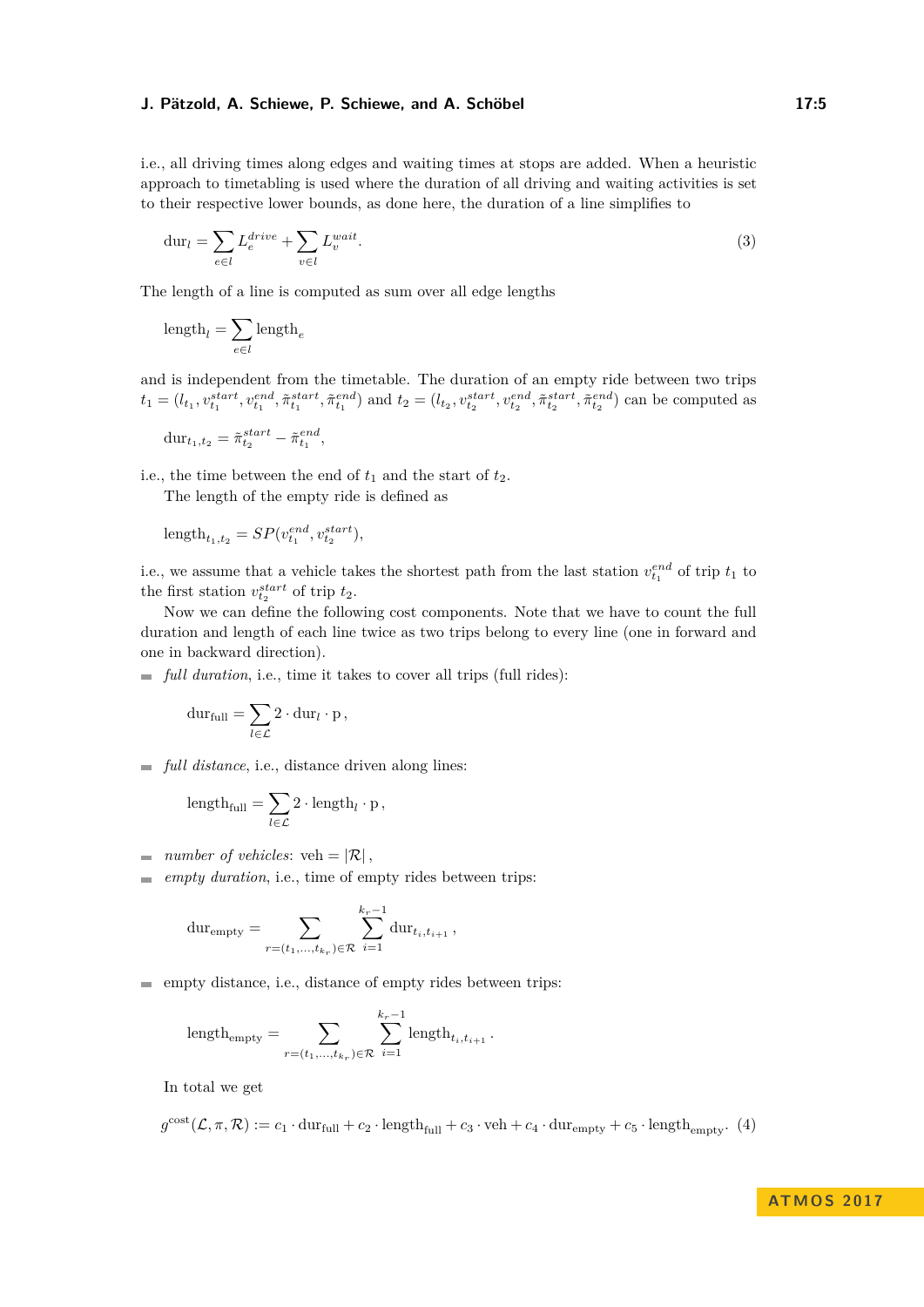i.e., all driving times along edges and waiting times at stops are added. When a heuristic approach to timetabling is used where the duration of all driving and waiting activities is set to their respective lower bounds, as done here, the duration of a line simplifies to

$$\mathrm{dur}_l = \sum_{e \in l} L_e^{drive} + \sum_{v \in l} L_v^{wait}. \tag{3}$$

The length of a line is computed as sum over all edge lengths

$$\mathrm{length}_l = \sum_{e \in l} \mathrm{length}_e$$

and is independent from the timetable. The duration of an empty ride between two trips $t_1 = (l_{t_1}, v_{t_1}^{start}, v_{t_1}^{end}, \tilde{\pi}_{t_1}^{start}, \tilde{\pi}_{t_1}^{end})$ and $t_2 = (l_{t_2}, v_{t_2}^{start}, v_{t_2}^{end}, \tilde{\pi}_{t_2}^{start}, \tilde{\pi}_{t_2}^{end})$ can be computed as

$$\mathrm{dur}_{t_1,t_2} = \tilde{\pi}_{t_2}^{start} - \tilde{\pi}_{t_1}^{end},$$

i.e., the time between the end of $t_1$ and the start of $t_2$.

The length of the empty ride is defined as

$$\mathrm{length}_{t_1,t_2} = SP(v_{t_1}^{end}, v_{t_2}^{start}),$$

i.e., we assume that a vehicle takes the shortest path from the last station $v_{t_1}^{end}$ of trip $t_1$ to the first station $v_{t_2}^{start}$ of trip $t_2$.

Now we can define the following cost components. Note that we have to count the full duration and length of each line twice as two trips belong to every line (one in forward and one in backward direction).

- *full duration*, i.e., time it takes to cover all trips (full rides):

$$\mathrm{dur}_{\mathrm{full}} = \sum_{l \in \mathcal{L}} 2 \cdot \mathrm{dur}_l \cdot \mathrm{p}\,,$$

- *full distance*, i.e., distance driven along lines:

$$\mathrm{length}_{\mathrm{full}} = \sum_{l \in \mathcal{L}} 2 \cdot \mathrm{length}_l \cdot \mathrm{p}\,,$$

- *number of vehicles*: $\mathrm{veh} = |\mathcal{R}|$,
- *empty duration*, i.e., time of empty rides between trips:

$$\mathrm{dur}_{\mathrm{empty}} = \sum_{r=(t_1,\dots,t_{k_r}) \in \mathcal{R}} \sum_{i=1}^{k_r-1} \mathrm{dur}_{t_i,t_{i+1}}\,,$$

- empty distance, i.e., distance of empty rides between trips:

$$\mathrm{length}_{\mathrm{empty}} = \sum_{r=(t_1,\dots,t_{k_r}) \in \mathcal{R}} \sum_{i=1}^{k_r-1} \mathrm{length}_{t_i,t_{i+1}}\,.$$

In total we get

$$g^{\mathrm{cost}}(\mathcal{L}, \pi, \mathcal{R}) := c_1 \cdot \mathrm{dur}_{\mathrm{full}} + c_2 \cdot \mathrm{length}_{\mathrm{full}} + c_3 \cdot \mathrm{veh} + c_4 \cdot \mathrm{dur}_{\mathrm{empty}} + c_5 \cdot \mathrm{length}_{\mathrm{empty}}. \tag{4}$$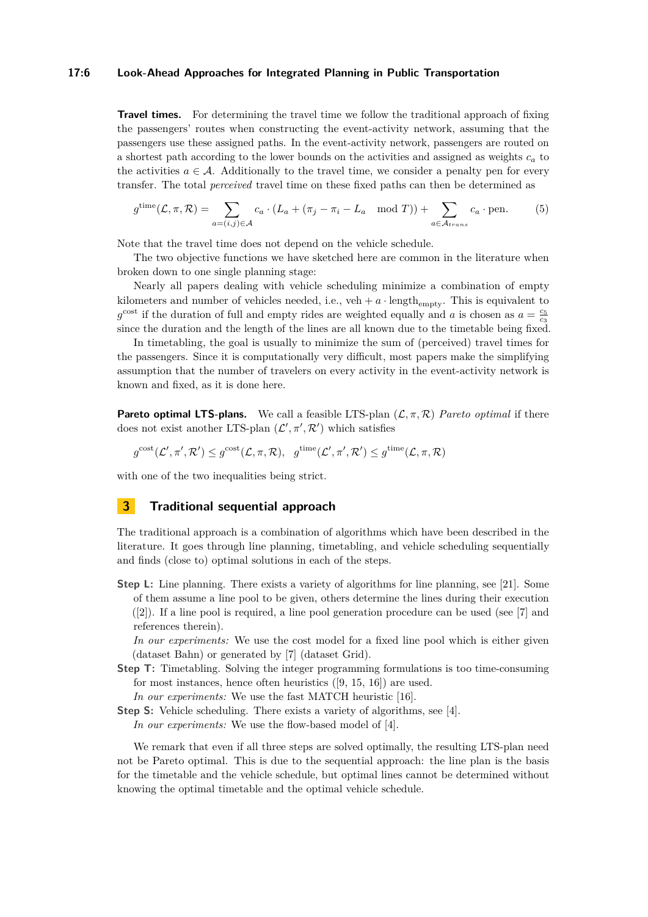**Travel times.** For determining the travel time we follow the traditional approach of fixing the passengers' routes when constructing the event-activity network, assuming that the passengers use these assigned paths. In the event-activity network, passengers are routed on a shortest path according to the lower bounds on the activities and assigned as weights $c_a$ to the activities $a \in \mathcal{A}$. Additionally to the travel time, we consider a penalty pen for every transfer. The total *perceived* travel time on these fixed paths can then be determined as

$$g^{\text{time}}(\mathcal{L}, \pi, \mathcal{R}) = \sum_{a=(i,j)\in\mathcal{A}} c_a \cdot (L_a + (\pi_j - \pi_i - L_a \mod T)) + \sum_{a\in\mathcal{A}_{trans}} c_a \cdot \text{pen}. \tag{5}$$

Note that the travel time does not depend on the vehicle schedule.

The two objective functions we have sketched here are common in the literature when broken down to one single planning stage:

Nearly all papers dealing with vehicle scheduling minimize a combination of empty kilometers and number of vehicles needed, i.e., $\text{veh} + a \cdot \text{length}_{\text{empty}}$. This is equivalent to $g^{\text{cost}}$ if the duration of full and empty rides are weighted equally and $a$ is chosen as $a = \frac{c_5}{c_3}$ since the duration and the length of the lines are all known due to the timetable being fixed.

In timetabling, the goal is usually to minimize the sum of (perceived) travel times for the passengers. Since it is computationally very difficult, most papers make the simplifying assumption that the number of travelers on every activity in the event-activity network is known and fixed, as it is done here.

**Pareto optimal LTS-plans.** We call a feasible LTS-plan $(\mathcal{L}, \pi, \mathcal{R})$ *Pareto optimal* if there does not exist another LTS-plan $(\mathcal{L}', \pi', \mathcal{R}')$ which satisfies

$$g^{\text{cost}}(\mathcal{L}', \pi', \mathcal{R}') \leq g^{\text{cost}}(\mathcal{L}, \pi, \mathcal{R}), \quad g^{\text{time}}(\mathcal{L}', \pi', \mathcal{R}') \leq g^{\text{time}}(\mathcal{L}, \pi, \mathcal{R})$$

with one of the two inequalities being strict.

## 3 Traditional sequential approach

The traditional approach is a combination of algorithms which have been described in the literature. It goes through line planning, timetabling, and vehicle scheduling sequentially and finds (close to) optimal solutions in each of the steps.

**Step L:** Line planning. There exists a variety of algorithms for line planning, see [21]. Some of them assume a line pool to be given, others determine the lines during their execution ([2]). If a line pool is required, a line pool generation procedure can be used (see [7] and references therein).
*In our experiments:* We use the cost model for a fixed line pool which is either given (dataset Bahn) or generated by [7] (dataset Grid).

**Step T:** Timetabling. Solving the integer programming formulations is too time-consuming for most instances, hence often heuristics ([9, 15, 16]) are used.
*In our experiments:* We use the fast MATCH heuristic [16].

**Step S:** Vehicle scheduling. There exists a variety of algorithms, see [4].
*In our experiments:* We use the flow-based model of [4].

We remark that even if all three steps are solved optimally, the resulting LTS-plan need not be Pareto optimal. This is due to the sequential approach: the line plan is the basis for the timetable and the vehicle schedule, but optimal lines cannot be determined without knowing the optimal timetable and the optimal vehicle schedule.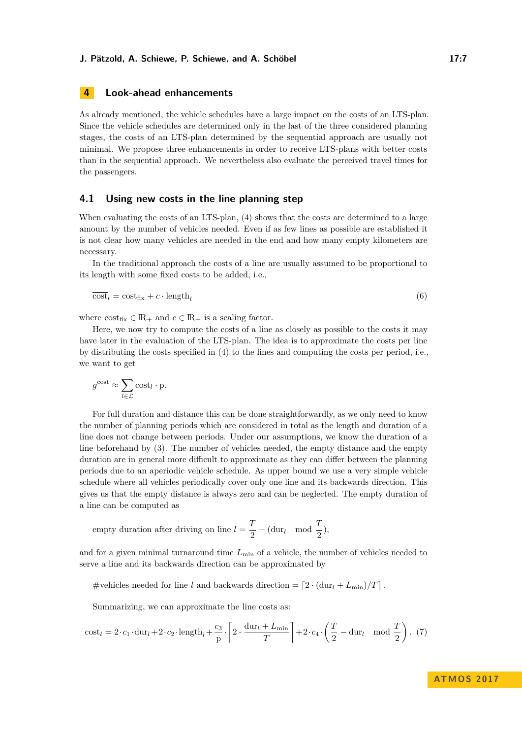## 4 Look-ahead enhancements

As already mentioned, the vehicle schedules have a large impact on the costs of an LTS-plan. Since the vehicle schedules are determined only in the last of the three considered planning stages, the costs of an LTS-plan determined by the sequential approach are usually not minimal. We propose three enhancements in order to receive LTS-plans with better costs than in the sequential approach. We nevertheless also evaluate the perceived travel times for the passengers.

### 4.1 Using new costs in the line planning step

When evaluating the costs of an LTS-plan, (4) shows that the costs are determined to a large amount by the number of vehicles needed. Even if as few lines as possible are established it is not clear how many vehicles are needed in the end and how many empty kilometers are necessary.

In the traditional approach the costs of a line are usually assumed to be proportional to its length with some fixed costs to be added, i.e.,

$$\overline{\text{cost}}_l = \text{cost}_{\text{fix}} + c \cdot \text{length}_l \tag{6}$$

where $\text{cost}_{\text{fix}} \in \mathbb{R}_+$ and $c \in \mathbb{R}_+$ is a scaling factor.

Here, we now try to compute the costs of a line as closely as possible to the costs it may have later in the evaluation of the LTS-plan. The idea is to approximate the costs per line by distributing the costs specified in (4) to the lines and computing the costs per period, i.e., we want to get

$$g^{\text{cost}} \approx \sum_{l \in \mathcal{L}} \text{cost}_l \cdot \text{p}.$$

For full duration and distance this can be done straightforwardly, as we only need to know the number of planning periods which are considered in total as the length and duration of a line does not change between periods. Under our assumptions, we know the duration of a line beforehand by (3). The number of vehicles needed, the empty distance and the empty duration are in general more difficult to approximate as they can differ between the planning periods due to an aperiodic vehicle schedule. As upper bound we use a very simple vehicle schedule where all vehicles periodically cover only one line and its backwards direction. This gives us that the empty distance is always zero and can be neglected. The empty duration of a line can be computed as

$$\text{empty duration after driving on line } l = \frac{T}{2} - (\text{dur}_l \mod \frac{T}{2}),$$

and for a given minimal turnaround time $L_{\min}$ of a vehicle, the number of vehicles needed to serve a line and its backwards direction can be approximated by

$$\#\text{vehicles needed for line } l \text{ and backwards direction} = \lceil 2 \cdot (\text{dur}_l + L_{\min})/T \rceil.$$

Summarizing, we can approximate the line costs as:

$$\text{cost}_l = 2 \cdot c_1 \cdot \text{dur}_l + 2 \cdot c_2 \cdot \text{length}_l + \frac{c_3}{\text{p}} \cdot \left\lceil 2 \cdot \frac{\text{dur}_l + L_{\min}}{T} \right\rceil + 2 \cdot c_4 \cdot \left( \frac{T}{2} - \text{dur}_l \mod \frac{T}{2} \right). \tag{7}$$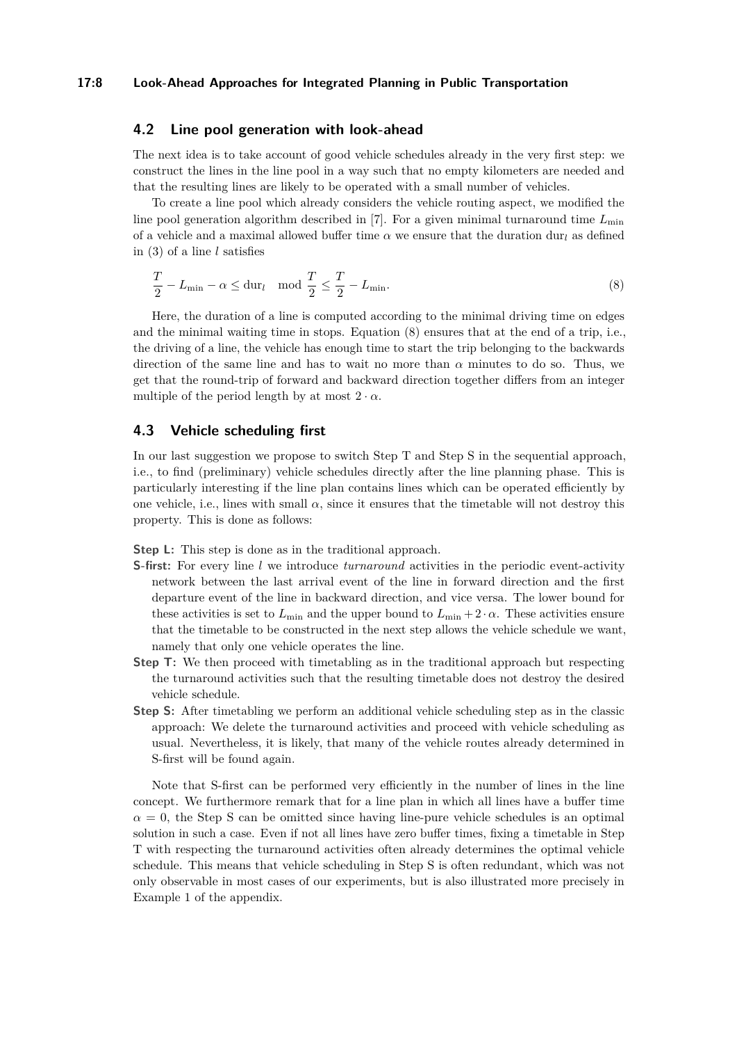## 4.2 Line pool generation with look-ahead

The next idea is to take account of good vehicle schedules already in the very first step: we construct the lines in the line pool in a way such that no empty kilometers are needed and that the resulting lines are likely to be operated with a small number of vehicles.

To create a line pool which already considers the vehicle routing aspect, we modified the line pool generation algorithm described in [7]. For a given minimal turnaround time $L_{\min}$ of a vehicle and a maximal allowed buffer time $\alpha$ we ensure that the duration $\text{dur}_l$ as defined in (3) of a line $l$ satisfies

$$\frac{T}{2} - L_{\min} - \alpha \leq \text{dur}_l \mod \frac{T}{2} \leq \frac{T}{2} - L_{\min}. \tag{8}$$

Here, the duration of a line is computed according to the minimal driving time on edges and the minimal waiting time in stops. Equation (8) ensures that at the end of a trip, i.e., the driving of a line, the vehicle has enough time to start the trip belonging to the backwards direction of the same line and has to wait no more than $\alpha$ minutes to do so. Thus, we get that the round-trip of forward and backward direction together differs from an integer multiple of the period length by at most $2 \cdot \alpha$.

## 4.3 Vehicle scheduling first

In our last suggestion we propose to switch Step T and Step S in the sequential approach, i.e., to find (preliminary) vehicle schedules directly after the line planning phase. This is particularly interesting if the line plan contains lines which can be operated efficiently by one vehicle, i.e., lines with small $\alpha$, since it ensures that the timetable will not destroy this property. This is done as follows:

**Step L:** This step is done as in the traditional approach.

**S-first:** For every line $l$ we introduce *turnaround* activities in the periodic event-activity network between the last arrival event of the line in forward direction and the first departure event of the line in backward direction, and vice versa. The lower bound for these activities is set to $L_{\min}$ and the upper bound to $L_{\min} + 2 \cdot \alpha$. These activities ensure that the timetable to be constructed in the next step allows the vehicle schedule we want, namely that only one vehicle operates the line.

**Step T:** We then proceed with timetabling as in the traditional approach but respecting the turnaround activities such that the resulting timetable does not destroy the desired vehicle schedule.

**Step S:** After timetabling we perform an additional vehicle scheduling step as in the classic approach: We delete the turnaround activities and proceed with vehicle scheduling as usual. Nevertheless, it is likely, that many of the vehicle routes already determined in S-first will be found again.

Note that S-first can be performed very efficiently in the number of lines in the line concept. We furthermore remark that for a line plan in which all lines have a buffer time $\alpha = 0$, the Step S can be omitted since having line-pure vehicle schedules is an optimal solution in such a case. Even if not all lines have zero buffer times, fixing a timetable in Step T with respecting the turnaround activities often already determines the optimal vehicle schedule. This means that vehicle scheduling in Step S is often redundant, which was not only observable in most cases of our experiments, but is also illustrated more precisely in Example 1 of the appendix.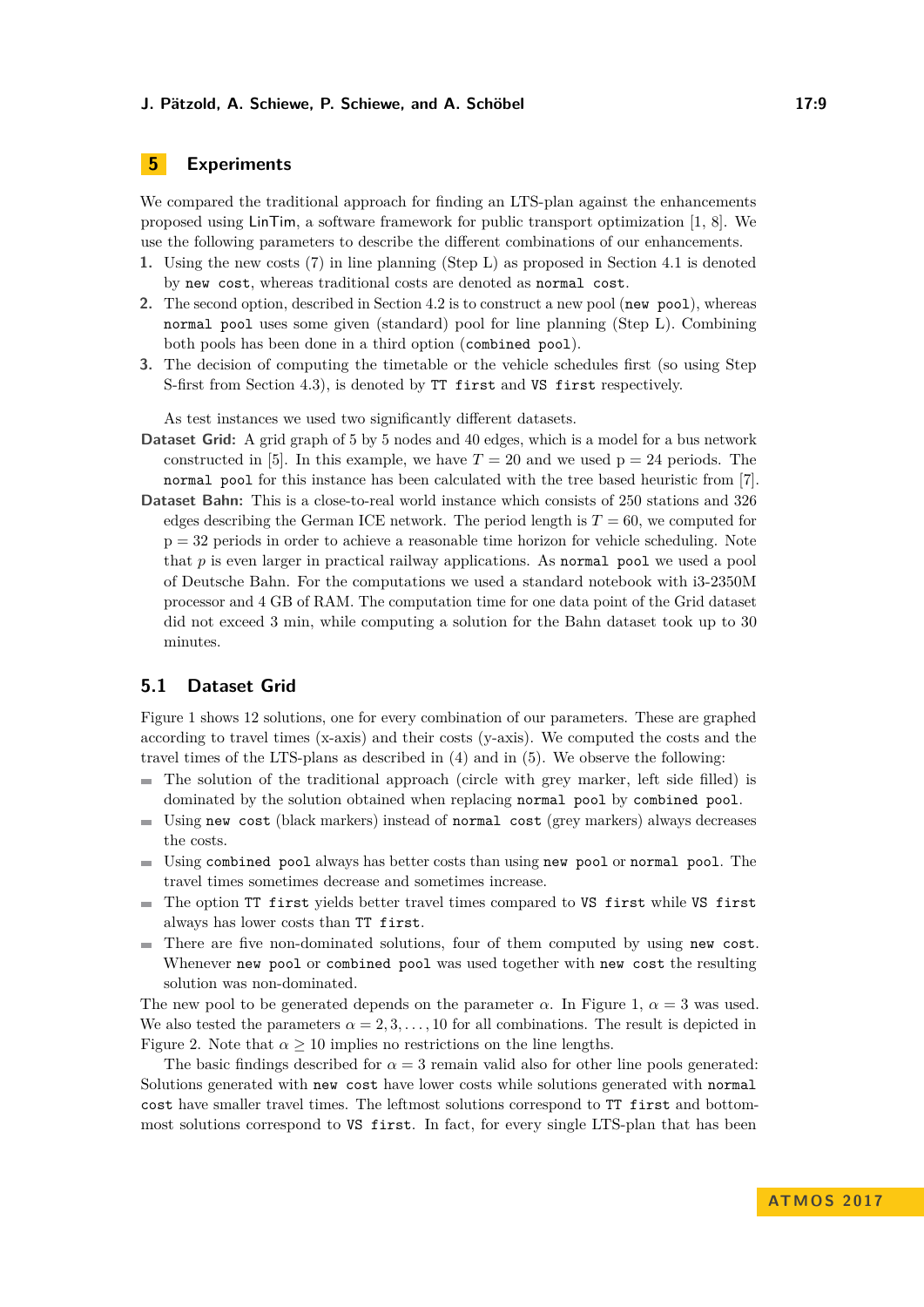## 5 Experiments

We compared the traditional approach for finding an LTS-plan against the enhancements proposed using LinTim, a software framework for public transport optimization [1, 8]. We use the following parameters to describe the different combinations of our enhancements.

1. Using the new costs (7) in line planning (Step L) as proposed in Section 4.1 is denoted by `new cost`, whereas traditional costs are denoted as `normal cost`.
2. The second option, described in Section 4.2 is to construct a new pool (`new pool`), whereas `normal pool` uses some given (standard) pool for line planning (Step L). Combining both pools has been done in a third option (`combined pool`).
3. The decision of computing the timetable or the vehicle schedules first (so using Step S-first from Section 4.3), is denoted by `TT first` and `VS first` respectively.

As test instances we used two significantly different datasets.

**Dataset Grid:** A grid graph of 5 by 5 nodes and 40 edges, which is a model for a bus network constructed in [5]. In this example, we have $T = 20$ and we used $\text{p} = 24$ periods. The `normal pool` for this instance has been calculated with the tree based heuristic from [7].

**Dataset Bahn:** This is a close-to-real world instance which consists of 250 stations and 326 edges describing the German ICE network. The period length is $T = 60$, we computed for $\text{p} = 32$ periods in order to achieve a reasonable time horizon for vehicle scheduling. Note that $p$ is even larger in practical railway applications. As `normal pool` we used a pool of Deutsche Bahn. For the computations we used a standard notebook with i3-2350M processor and 4 GB of RAM. The computation time for one data point of the Grid dataset did not exceed 3 min, while computing a solution for the Bahn dataset took up to 30 minutes.

### 5.1 Dataset Grid

Figure 1 shows 12 solutions, one for every combination of our parameters. These are graphed according to travel times (x-axis) and their costs (y-axis). We computed the costs and the travel times of the LTS-plans as described in (4) and in (5). We observe the following:

- The solution of the traditional approach (circle with grey marker, left side filled) is dominated by the solution obtained when replacing `normal pool` by `combined pool`.
- Using `new cost` (black markers) instead of `normal cost` (grey markers) always decreases the costs.
- Using `combined pool` always has better costs than using `new pool` or `normal pool`. The travel times sometimes decrease and sometimes increase.
- The option `TT first` yields better travel times compared to `VS first` while `VS first` always has lower costs than `TT first`.
- There are five non-dominated solutions, four of them computed by using `new cost`. Whenever `new pool` or `combined pool` was used together with `new cost` the resulting solution was non-dominated.

The new pool to be generated depends on the parameter $\alpha$. In Figure 1, $\alpha = 3$ was used. We also tested the parameters $\alpha = 2, 3, \ldots, 10$ for all combinations. The result is depicted in Figure 2. Note that $\alpha \geq 10$ implies no restrictions on the line lengths.

The basic findings described for $\alpha = 3$ remain valid also for other line pools generated: Solutions generated with `new cost` have lower costs while solutions generated with `normal cost` have smaller travel times. The leftmost solutions correspond to `TT first` and bottom-most solutions correspond to `VS first`. In fact, for every single LTS-plan that has been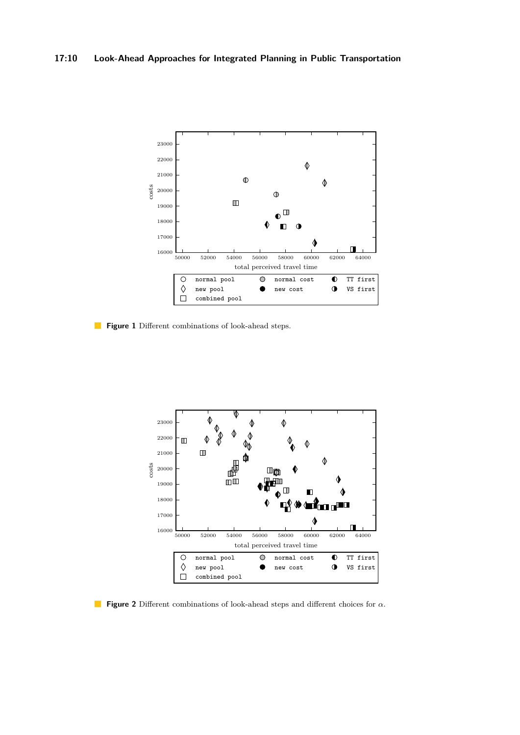**Figure 1** Different combinations of look-ahead steps.

**Figure 2** Different combinations of look-ahead steps and different choices for $\alpha$.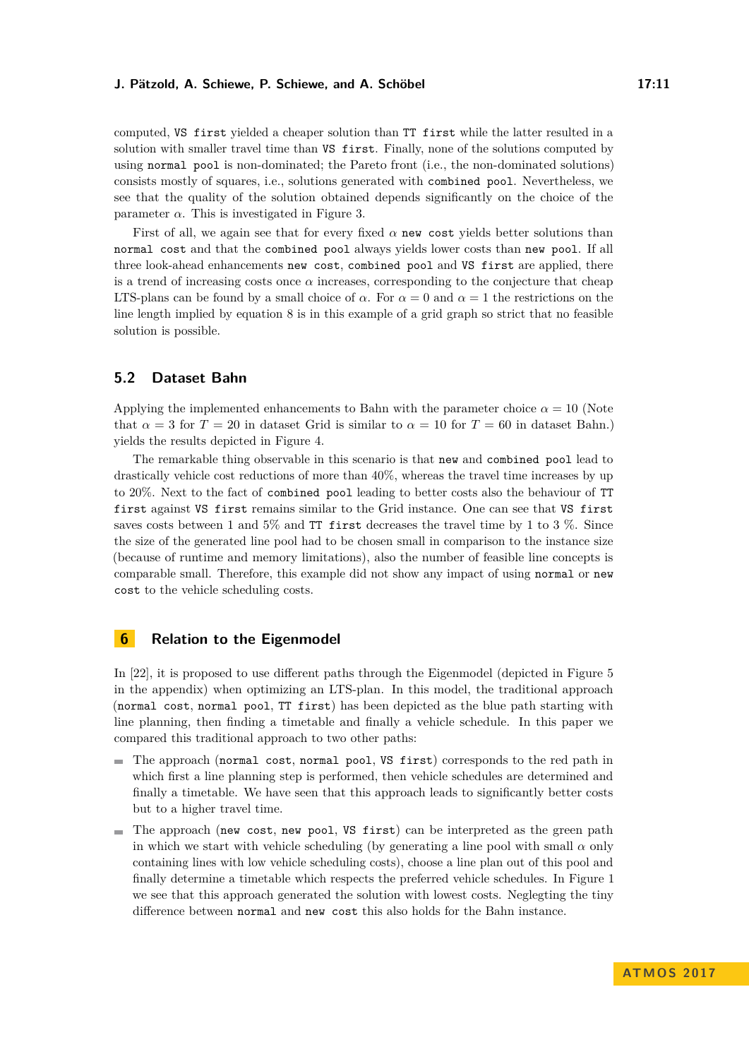computed, `VS first` yielded a cheaper solution than `TT first` while the latter resulted in a solution with smaller travel time than `VS first`. Finally, none of the solutions computed by using `normal pool` is non-dominated; the Pareto front (i.e., the non-dominated solutions) consists mostly of squares, i.e., solutions generated with `combined pool`. Nevertheless, we see that the quality of the solution obtained depends significantly on the choice of the parameter $\alpha$. This is investigated in Figure 3.

First of all, we again see that for every fixed $\alpha$ `new cost` yields better solutions than `normal cost` and that the `combined pool` always yields lower costs than `new pool`. If all three look-ahead enhancements `new cost`, `combined pool` and `VS first` are applied, there is a trend of increasing costs once $\alpha$ increases, corresponding to the conjecture that cheap LTS-plans can be found by a small choice of $\alpha$. For $\alpha = 0$ and $\alpha = 1$ the restrictions on the line length implied by equation 8 is in this example of a grid graph so strict that no feasible solution is possible.

## 5.2 Dataset Bahn

Applying the implemented enhancements to Bahn with the parameter choice $\alpha = 10$ (Note that $\alpha = 3$ for $T = 20$ in dataset Grid is similar to $\alpha = 10$ for $T = 60$ in dataset Bahn.) yields the results depicted in Figure 4.

The remarkable thing observable in this scenario is that `new` and `combined pool` lead to drastically vehicle cost reductions of more than 40%, whereas the travel time increases by up to 20%. Next to the fact of `combined pool` leading to better costs also the behaviour of `TT first` against `VS first` remains similar to the Grid instance. One can see that `VS first` saves costs between 1 and 5% and `TT first` decreases the travel time by 1 to 3 %. Since the size of the generated line pool had to be chosen small in comparison to the instance size (because of runtime and memory limitations), also the number of feasible line concepts is comparable small. Therefore, this example did not show any impact of using `normal` or `new cost` to the vehicle scheduling costs.

# 6 Relation to the Eigenmodel

In [22], it is proposed to use different paths through the Eigenmodel (depicted in Figure 5 in the appendix) when optimizing an LTS-plan. In this model, the traditional approach (`normal cost`, `normal pool`, `TT first`) has been depicted as the blue path starting with line planning, then finding a timetable and finally a vehicle schedule. In this paper we compared this traditional approach to two other paths:

- The approach (`normal cost`, `normal pool`, `VS first`) corresponds to the red path in which first a line planning step is performed, then vehicle schedules are determined and finally a timetable. We have seen that this approach leads to significantly better costs but to a higher travel time.
- The approach (`new cost`, `new pool`, `VS first`) can be interpreted as the green path in which we start with vehicle scheduling (by generating a line pool with small $\alpha$ only containing lines with low vehicle scheduling costs), choose a line plan out of this pool and finally determine a timetable which respects the preferred vehicle schedules. In Figure 1 we see that this approach generated the solution with lowest costs. Neglegting the tiny difference between `normal` and `new cost` this also holds for the Bahn instance.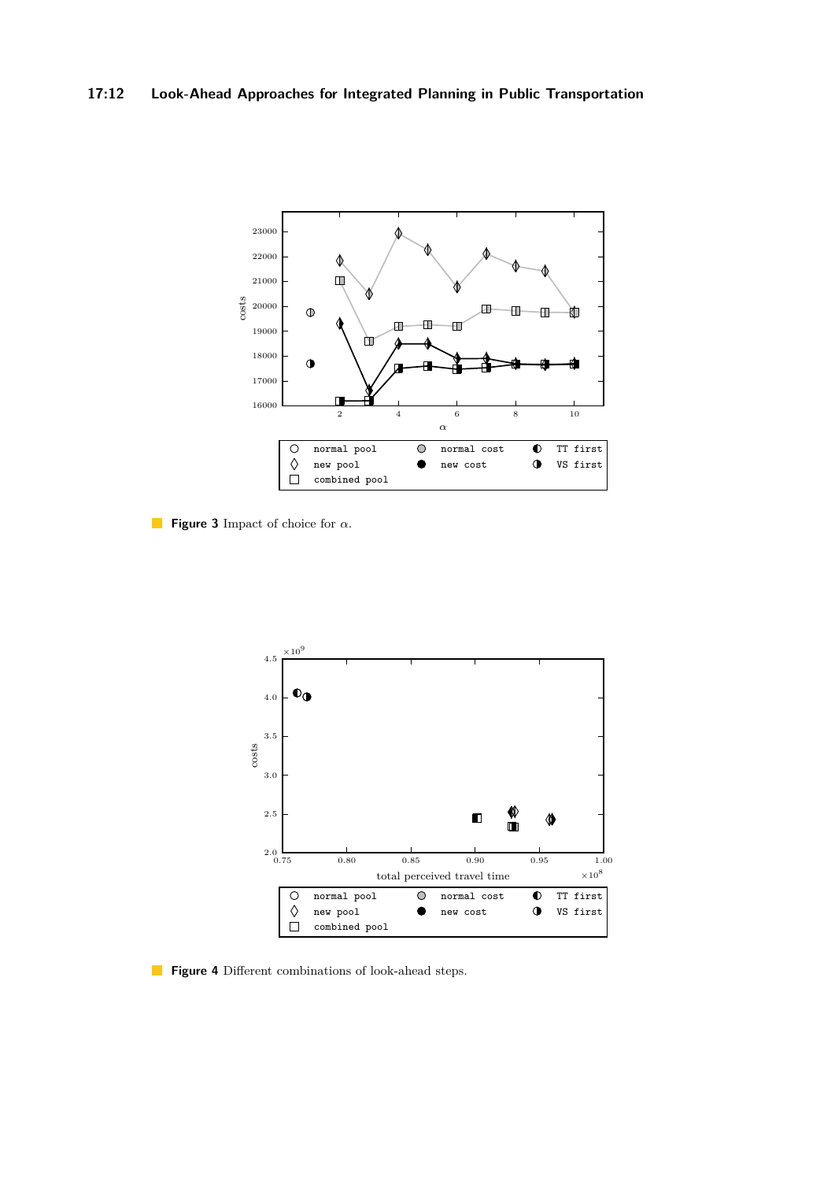**Figure 3** Impact of choice for $\alpha$.

**Figure 4** Different combinations of look-ahead steps.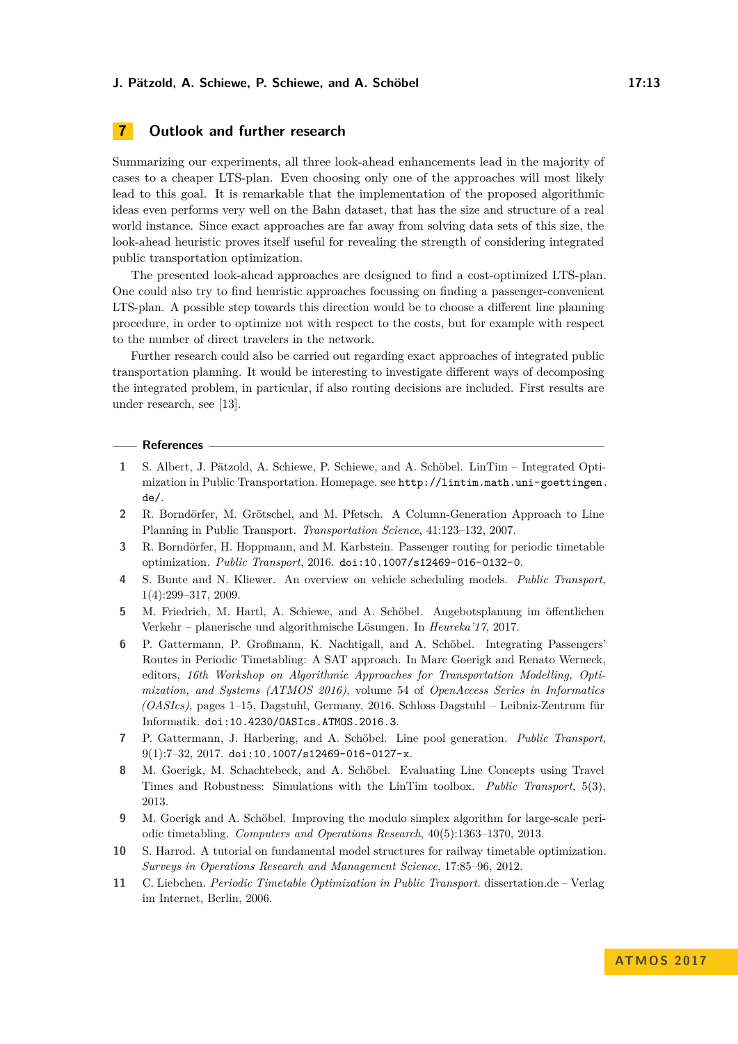## 7 Outlook and further research

Summarizing our experiments, all three look-ahead enhancements lead in the majority of cases to a cheaper LTS-plan. Even choosing only one of the approaches will most likely lead to this goal. It is remarkable that the implementation of the proposed algorithmic ideas even performs very well on the Bahn dataset, that has the size and structure of a real world instance. Since exact approaches are far away from solving data sets of this size, the look-ahead heuristic proves itself useful for revealing the strength of considering integrated public transportation optimization.

The presented look-ahead approaches are designed to find a cost-optimized LTS-plan. One could also try to find heuristic approaches focussing on finding a passenger-convenient LTS-plan. A possible step towards this direction would be to choose a different line planning procedure, in order to optimize not with respect to the costs, but for example with respect to the number of direct travelers in the network.

Further research could also be carried out regarding exact approaches of integrated public transportation planning. It would be interesting to investigate different ways of decomposing the integrated problem, in particular, if also routing decisions are included. First results are under research, see [13].

## References

1. S. Albert, J. Pätzold, A. Schiewe, P. Schiewe, and A. Schöbel. LinTim – Integrated Optimization in Public Transportation. Homepage. see `http://lintim.math.uni-goettingen.de/`.
2. R. Borndörfer, M. Grötschel, and M. Pfetsch. A Column-Generation Approach to Line Planning in Public Transport. *Transportation Science*, 41:123–132, 2007.
3. R. Borndörfer, H. Hoppmann, and M. Karbstein. Passenger routing for periodic timetable optimization. *Public Transport*, 2016. `doi:10.1007/s12469-016-0132-0`.
4. S. Bunte and N. Kliewer. An overview on vehicle scheduling models. *Public Transport*, 1(4):299–317, 2009.
5. M. Friedrich, M. Hartl, A. Schiewe, and A. Schöbel. Angebotsplanung im öffentlichen Verkehr – planerische und algorithmische Lösungen. In *Heureka'17*, 2017.
6. P. Gattermann, P. Großmann, K. Nachtigall, and A. Schöbel. Integrating Passengers' Routes in Periodic Timetabling: A SAT approach. In Marc Goerigk and Renato Werneck, editors, *16th Workshop on Algorithmic Approaches for Transportation Modelling, Optimization, and Systems (ATMOS 2016)*, volume 54 of *OpenAccess Series in Informatics (OASIcs)*, pages 1–15, Dagstuhl, Germany, 2016. Schloss Dagstuhl – Leibniz-Zentrum für Informatik. `doi:10.4230/OASIcs.ATMOS.2016.3`.
7. P. Gattermann, J. Harbering, and A. Schöbel. Line pool generation. *Public Transport*, 9(1):7–32, 2017. `doi:10.1007/s12469-016-0127-x`.
8. M. Goerigk, M. Schachtebeck, and A. Schöbel. Evaluating Line Concepts using Travel Times and Robustness: Simulations with the LinTim toolbox. *Public Transport*, 5(3), 2013.
9. M. Goerigk and A. Schöbel. Improving the modulo simplex algorithm for large-scale periodic timetabling. *Computers and Operations Research*, 40(5):1363–1370, 2013.
10. S. Harrod. A tutorial on fundamental model structures for railway timetable optimization. *Surveys in Operations Research and Management Science*, 17:85–96, 2012.
11. C. Liebchen. *Periodic Timetable Optimization in Public Transport*. dissertation.de – Verlag im Internet, Berlin, 2006.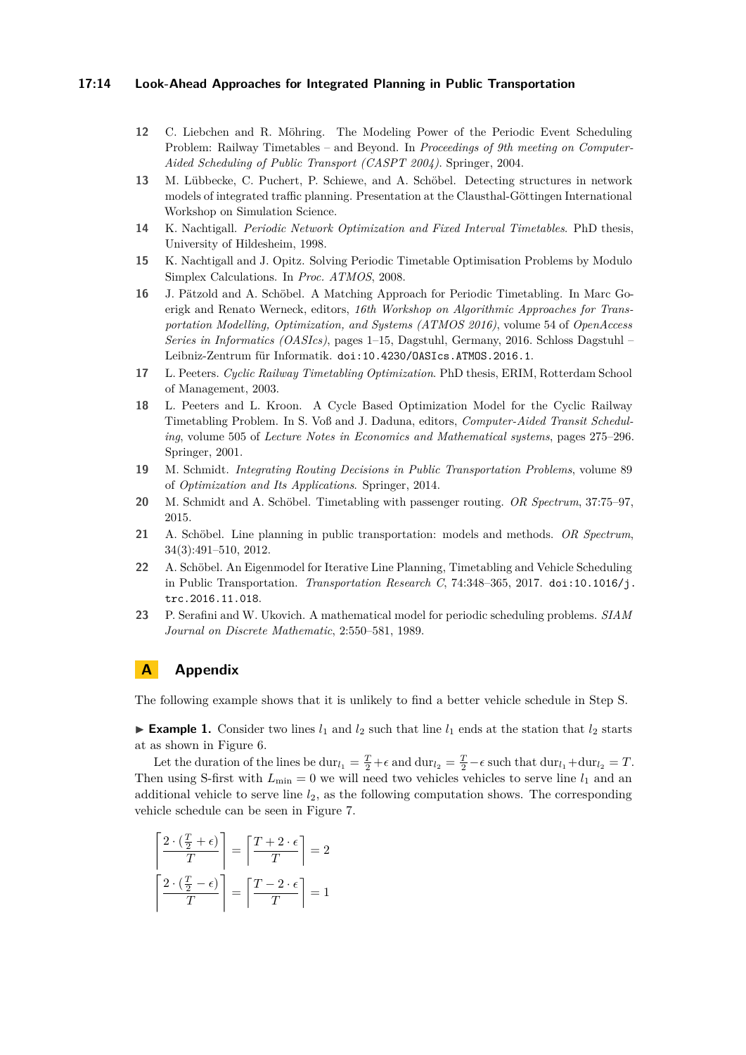12 C. Liebchen and R. Möhring. The Modeling Power of the Periodic Event Scheduling Problem: Railway Timetables – and Beyond. In *Proceedings of 9th meeting on Computer-Aided Scheduling of Public Transport (CASPT 2004)*. Springer, 2004.

13 M. Lübbecke, C. Puchert, P. Schiewe, and A. Schöbel. Detecting structures in network models of integrated traffic planning. Presentation at the Clausthal-Göttingen International Workshop on Simulation Science.

14 K. Nachtigall. *Periodic Network Optimization and Fixed Interval Timetables*. PhD thesis, University of Hildesheim, 1998.

15 K. Nachtigall and J. Opitz. Solving Periodic Timetable Optimisation Problems by Modulo Simplex Calculations. In *Proc. ATMOS*, 2008.

16 J. Pätzold and A. Schöbel. A Matching Approach for Periodic Timetabling. In Marc Goerigk and Renato Werneck, editors, *16th Workshop on Algorithmic Approaches for Transportation Modelling, Optimization, and Systems (ATMOS 2016)*, volume 54 of *OpenAccess Series in Informatics (OASIcs)*, pages 1–15, Dagstuhl, Germany, 2016. Schloss Dagstuhl – Leibniz-Zentrum für Informatik. doi:10.4230/OASIcs.ATMOS.2016.1.

17 L. Peeters. *Cyclic Railway Timetabling Optimization*. PhD thesis, ERIM, Rotterdam School of Management, 2003.

18 L. Peeters and L. Kroon. A Cycle Based Optimization Model for the Cyclic Railway Timetabling Problem. In S. Voß and J. Daduna, editors, *Computer-Aided Transit Scheduling*, volume 505 of *Lecture Notes in Economics and Mathematical systems*, pages 275–296. Springer, 2001.

19 M. Schmidt. *Integrating Routing Decisions in Public Transportation Problems*, volume 89 of *Optimization and Its Applications*. Springer, 2014.

20 M. Schmidt and A. Schöbel. Timetabling with passenger routing. *OR Spectrum*, 37:75–97, 2015.

21 A. Schöbel. Line planning in public transportation: models and methods. *OR Spectrum*, 34(3):491–510, 2012.

22 A. Schöbel. An Eigenmodel for Iterative Line Planning, Timetabling and Vehicle Scheduling in Public Transportation. *Transportation Research C*, 74:348–365, 2017. doi:10.1016/j.trc.2016.11.018.

23 P. Serafini and W. Ukovich. A mathematical model for periodic scheduling problems. *SIAM Journal on Discrete Mathematic*, 2:550–581, 1989.

# A Appendix

The following example shows that it is unlikely to find a better vehicle schedule in Step S.

▶ **Example 1.** Consider two lines $l_1$ and $l_2$ such that line $l_1$ ends at the station that $l_2$ starts at as shown in Figure 6.

Let the duration of the lines be $\text{dur}_{l_1} = \frac{T}{2} + \epsilon$ and $\text{dur}_{l_2} = \frac{T}{2} - \epsilon$ such that $\text{dur}_{l_1} + \text{dur}_{l_2} = T$. Then using S-first with $L_{\min} = 0$ we will need two vehicles vehicles to serve line $l_1$ and an additional vehicle to serve line $l_2$, as the following computation shows. The corresponding vehicle schedule can be seen in Figure 7.

$$\left\lceil \frac{2 \cdot (\frac{T}{2} + \epsilon)}{T} \right\rceil = \left\lceil \frac{T + 2 \cdot \epsilon}{T} \right\rceil = 2$$

$$\left\lceil \frac{2 \cdot (\frac{T}{2} - \epsilon)}{T} \right\rceil = \left\lceil \frac{T - 2 \cdot \epsilon}{T} \right\rceil = 1$$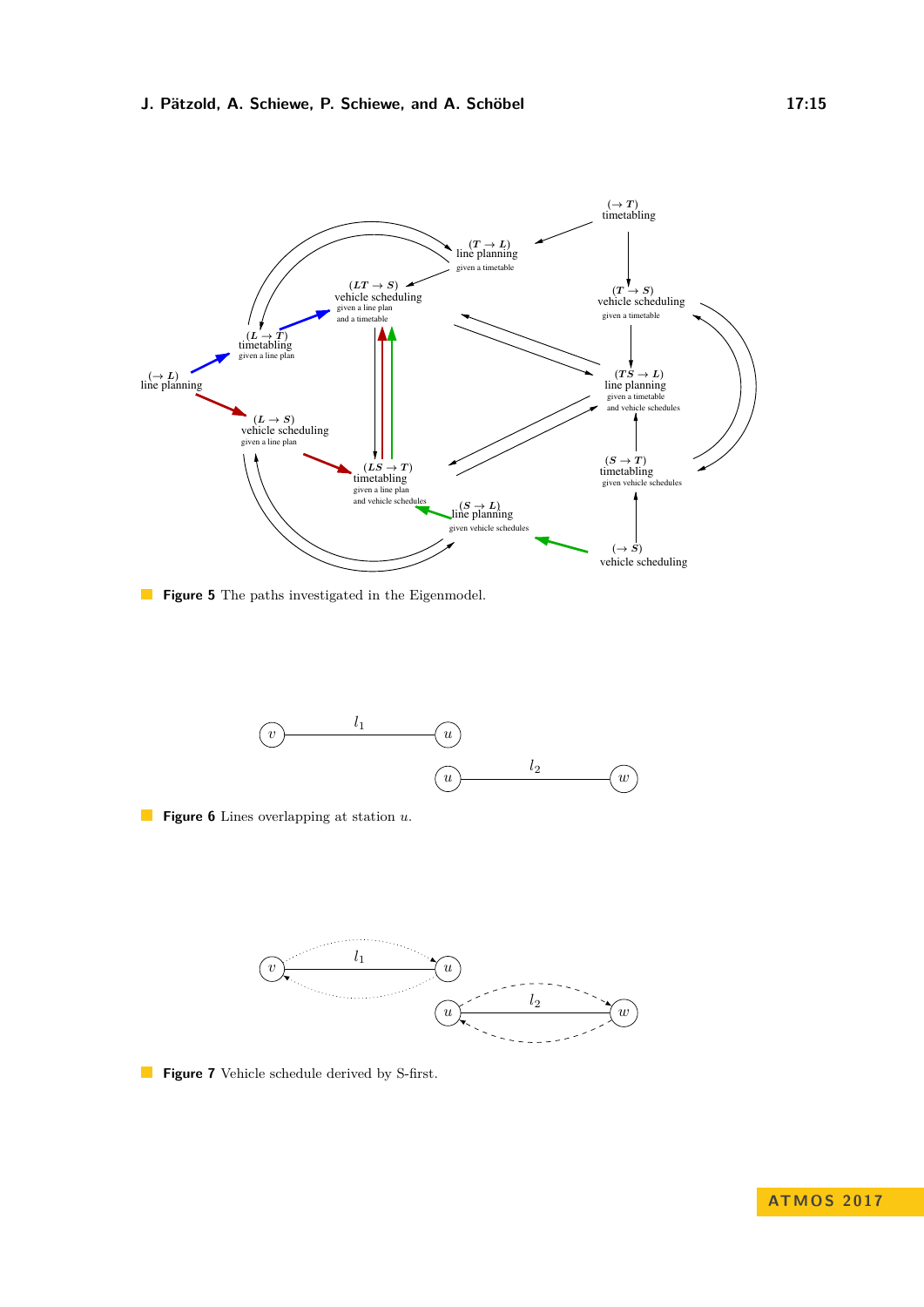**Figure 5** The paths investigated in the Eigenmodel.

**Figure 6** Lines overlapping at station $u$.

**Figure 7** Vehicle schedule derived by S-first.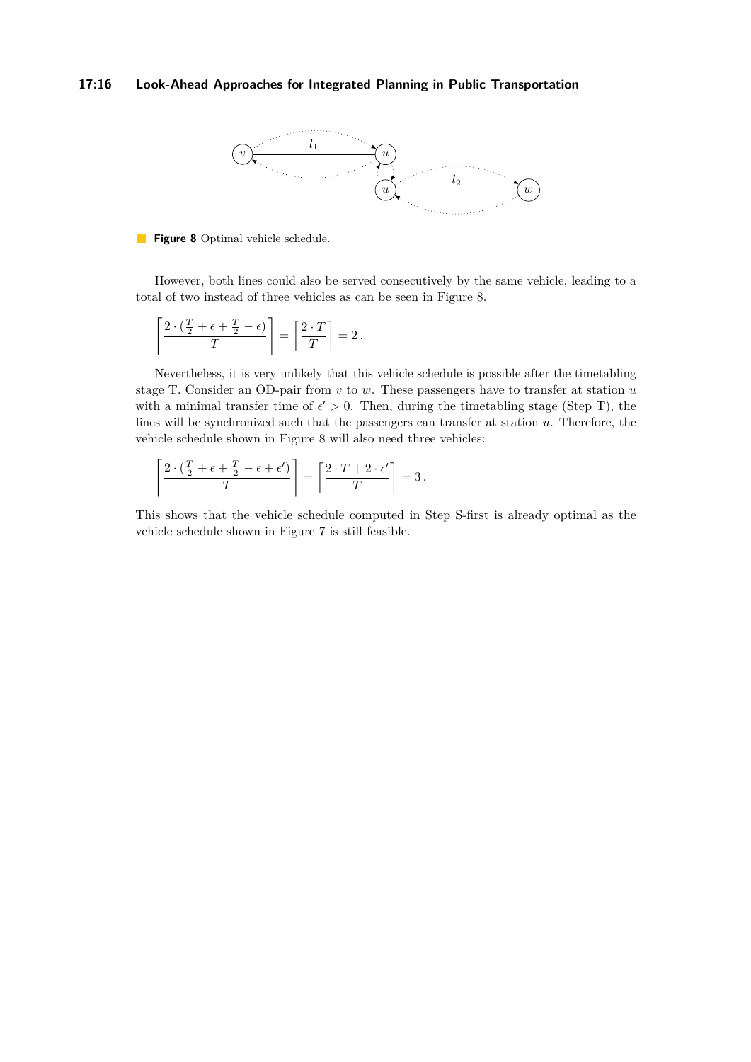Figure 8 Optimal vehicle schedule.

However, both lines could also be served consecutively by the same vehicle, leading to a total of two instead of three vehicles as can be seen in Figure 8.

$$\left\lceil \frac{2 \cdot (\frac{T}{2} + \epsilon + \frac{T}{2} - \epsilon)}{T} \right\rceil = \left\lceil \frac{2 \cdot T}{T} \right\rceil = 2\,.$$

Nevertheless, it is very unlikely that this vehicle schedule is possible after the timetabling stage T. Consider an OD-pair from $v$ to $w$. These passengers have to transfer at station $u$ with a minimal transfer time of $\epsilon' > 0$. Then, during the timetabling stage (Step T), the lines will be synchronized such that the passengers can transfer at station $u$. Therefore, the vehicle schedule shown in Figure 8 will also need three vehicles:

$$\left\lceil \frac{2 \cdot (\frac{T}{2} + \epsilon + \frac{T}{2} - \epsilon + \epsilon')}{T} \right\rceil = \left\lceil \frac{2 \cdot T + 2 \cdot \epsilon'}{T} \right\rceil = 3\,.$$

This shows that the vehicle schedule computed in Step S-first is already optimal as the vehicle schedule shown in Figure 7 is still feasible.